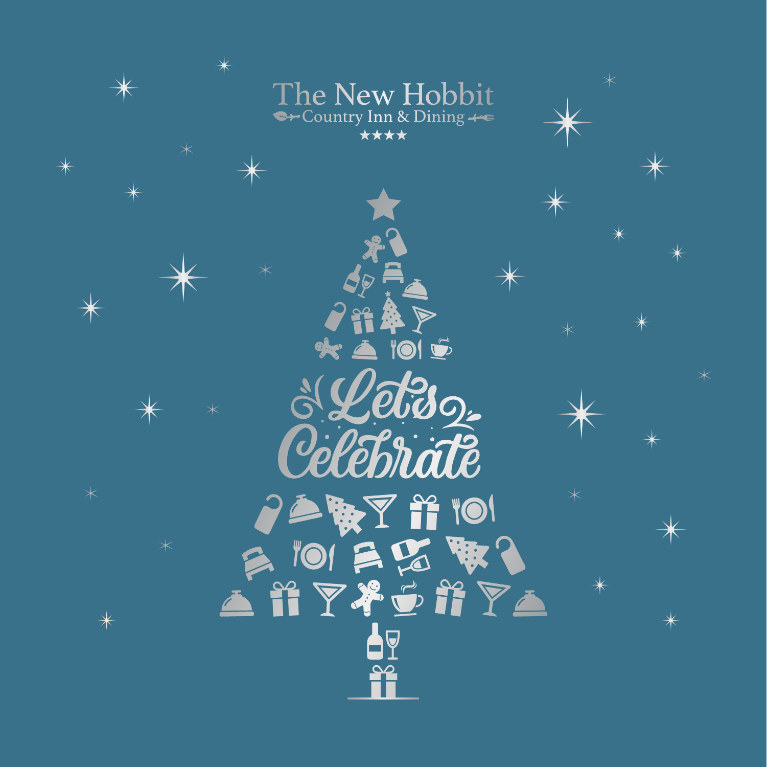# The New Hobbit

Country Inn & Dining

★★★★

## Let's Celebrate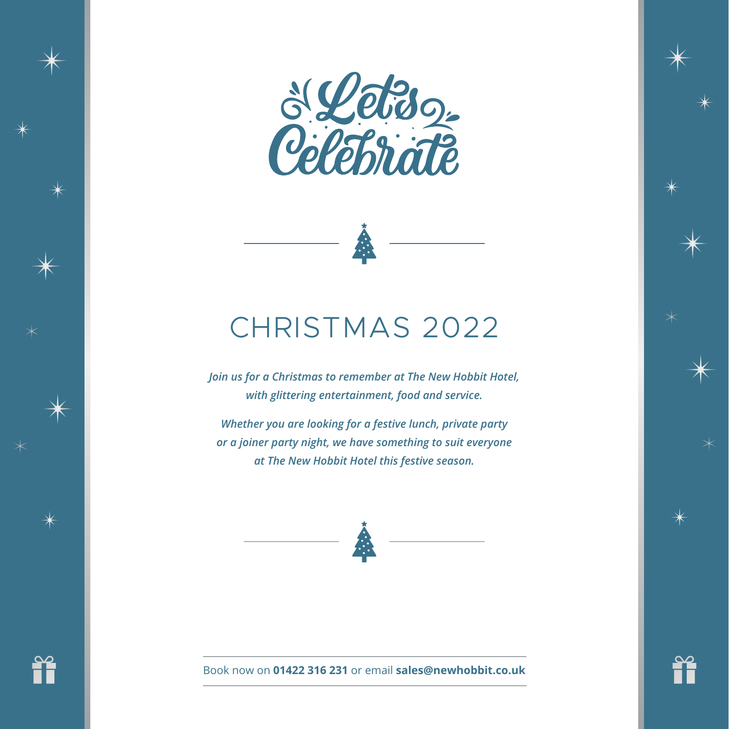# Let's Celebrate

## CHRISTMAS 2022

*Join us for a Christmas to remember at The New Hobbit Hotel, with glittering entertainment, food and service.*

*Whether you are looking for a festive lunch, private party or a joiner party night, we have something to suit everyone at The New Hobbit Hotel this festive season.*

Book now on **01422 316 231** or email **sales@newhobbit.co.uk**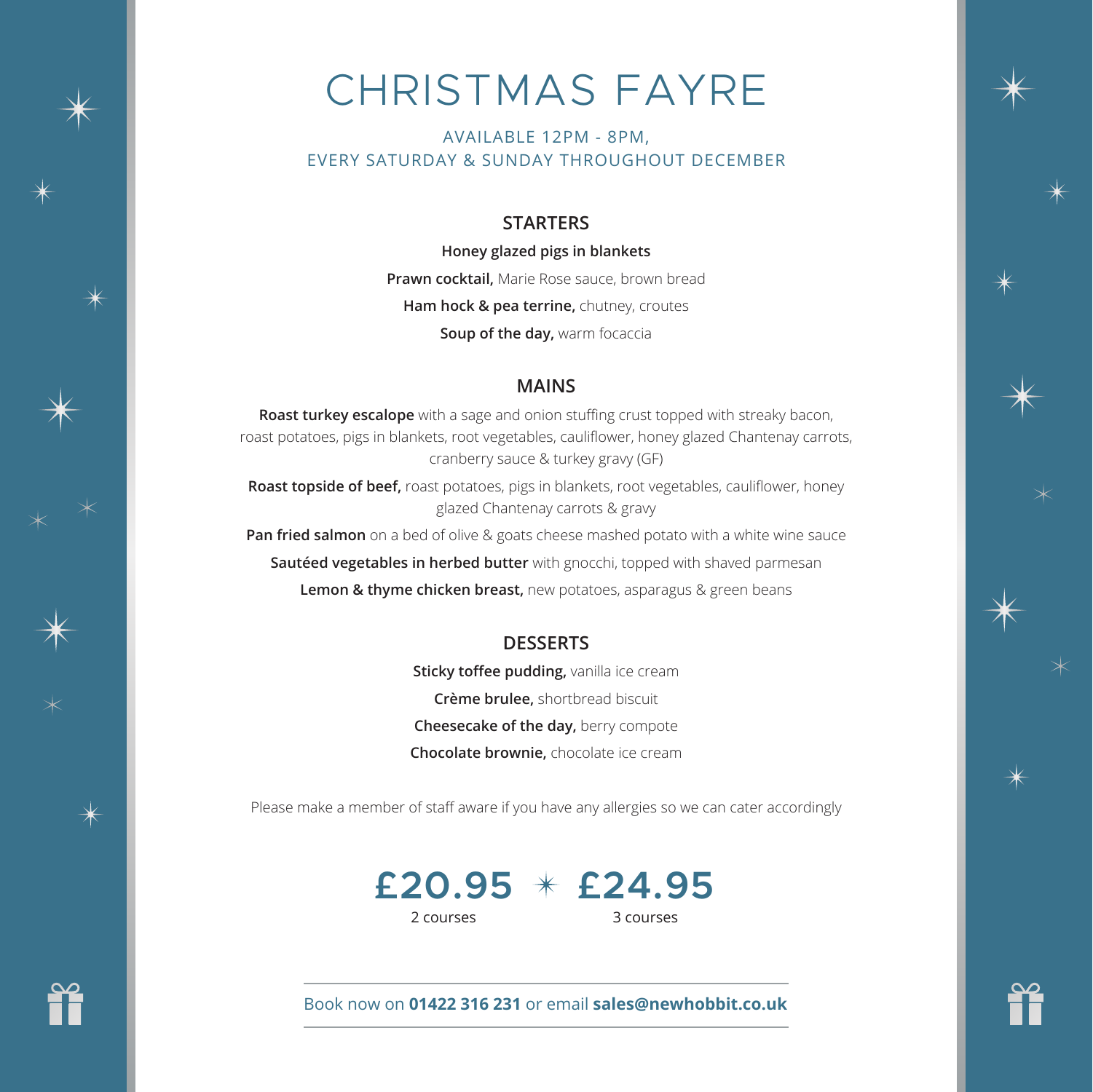# CHRISTMAS FAYRE

AVAILABLE 12PM - 8PM,
EVERY SATURDAY & SUNDAY THROUGHOUT DECEMBER

## STARTERS

**Honey glazed pigs in blankets**

**Prawn cocktail,** Marie Rose sauce, brown bread

**Ham hock & pea terrine,** chutney, croutes

**Soup of the day,** warm focaccia

## MAINS

**Roast turkey escalope** with a sage and onion stuffing crust topped with streaky bacon, roast potatoes, pigs in blankets, root vegetables, cauliflower, honey glazed Chantenay carrots, cranberry sauce & turkey gravy (GF)

**Roast topside of beef,** roast potatoes, pigs in blankets, root vegetables, cauliflower, honey glazed Chantenay carrots & gravy

**Pan fried salmon** on a bed of olive & goats cheese mashed potato with a white wine sauce

**Sautéed vegetables in herbed butter** with gnocchi, topped with shaved parmesan

**Lemon & thyme chicken breast,** new potatoes, asparagus & green beans

## DESSERTS

**Sticky toffee pudding,** vanilla ice cream

**Crème brulee,** shortbread biscuit

**Cheesecake of the day,** berry compote

**Chocolate brownie,** chocolate ice cream

Please make a member of staff aware if you have any allergies so we can cater accordingly

**£20.95** 2 courses ✶ **£24.95** 3 courses

Book now on **01422 316 231** or email **sales@newhobbit.co.uk**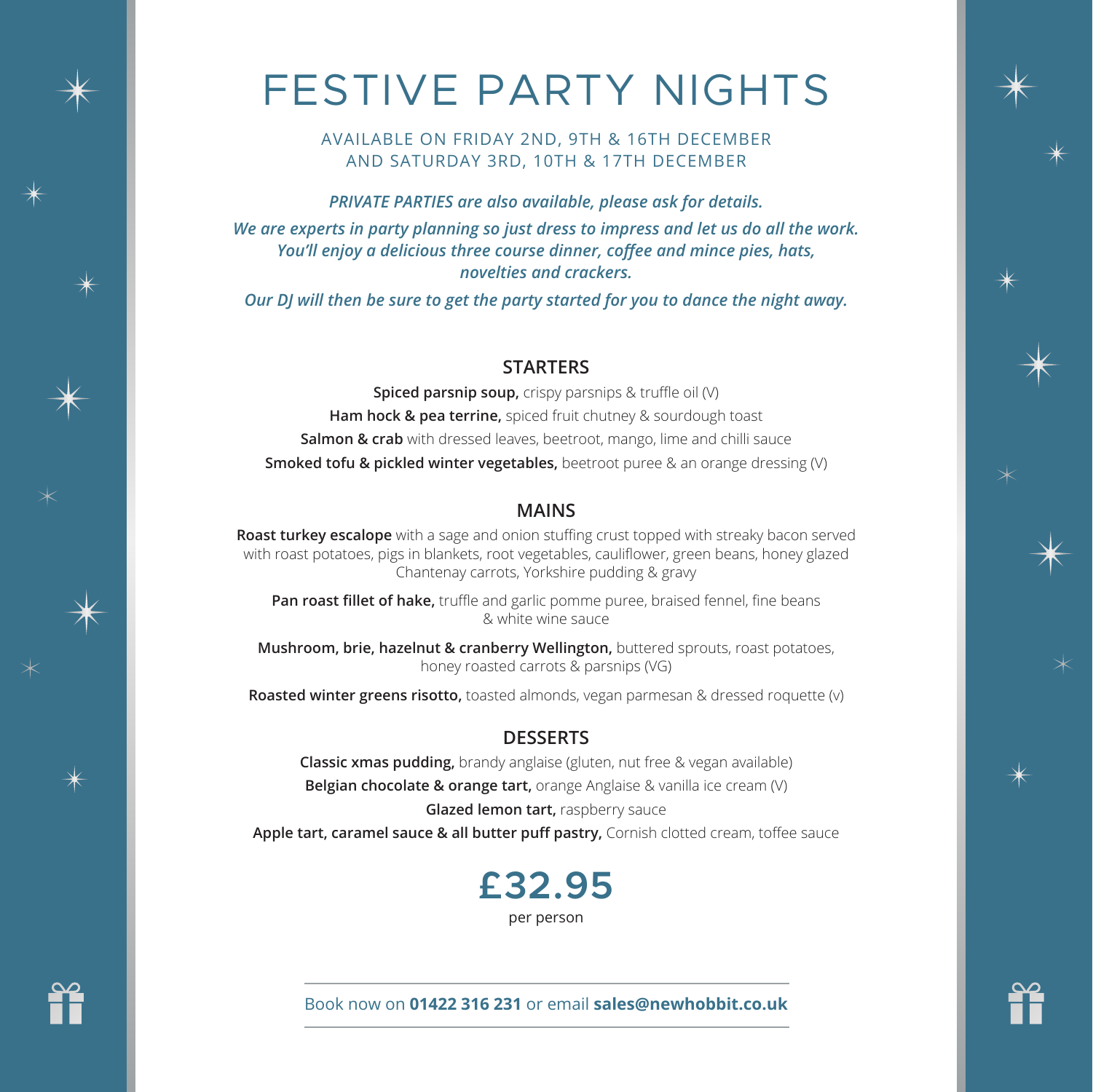# FESTIVE PARTY NIGHTS

AVAILABLE ON FRIDAY 2ND, 9TH & 16TH DECEMBER
AND SATURDAY 3RD, 10TH & 17TH DECEMBER

***PRIVATE PARTIES are also available, please ask for details.***

***We are experts in party planning so just dress to impress and let us do all the work. You'll enjoy a delicious three course dinner, coffee and mince pies, hats, novelties and crackers.***

***Our DJ will then be sure to get the party started for you to dance the night away.***

## STARTERS

**Spiced parsnip soup,** crispy parsnips & truffle oil (V)

**Ham hock & pea terrine,** spiced fruit chutney & sourdough toast

**Salmon & crab** with dressed leaves, beetroot, mango, lime and chilli sauce

**Smoked tofu & pickled winter vegetables,** beetroot puree & an orange dressing (V)

## MAINS

**Roast turkey escalope** with a sage and onion stuffing crust topped with streaky bacon served with roast potatoes, pigs in blankets, root vegetables, cauliflower, green beans, honey glazed Chantenay carrots, Yorkshire pudding & gravy

**Pan roast fillet of hake,** truffle and garlic pomme puree, braised fennel, fine beans & white wine sauce

**Mushroom, brie, hazelnut & cranberry Wellington,** buttered sprouts, roast potatoes, honey roasted carrots & parsnips (VG)

**Roasted winter greens risotto,** toasted almonds, vegan parmesan & dressed roquette (v)

## DESSERTS

**Classic xmas pudding,** brandy anglaise (gluten, nut free & vegan available)

**Belgian chocolate & orange tart,** orange Anglaise & vanilla ice cream (V)

**Glazed lemon tart,** raspberry sauce

**Apple tart, caramel sauce & all butter puff pastry,** Cornish clotted cream, toffee sauce

**£32.95**
per person

Book now on **01422 316 231** or email **sales@newhobbit.co.uk**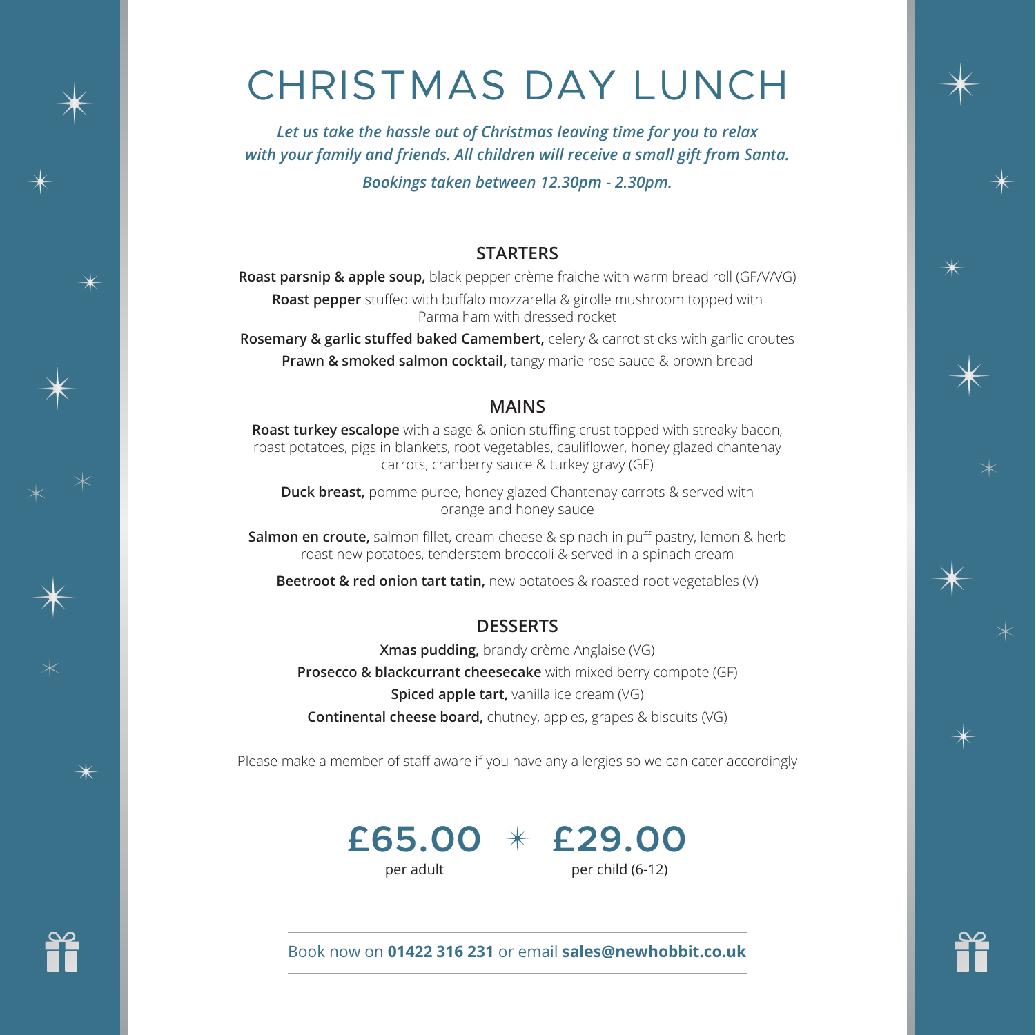# CHRISTMAS DAY LUNCH

*Let us take the hassle out of Christmas leaving time for you to relax with your family and friends. All children will receive a small gift from Santa.*

*Bookings taken between 12.30pm - 2.30pm.*

## STARTERS

**Roast parsnip & apple soup,** black pepper crème fraiche with warm bread roll (GF/V/VG)

**Roast pepper** stuffed with buffalo mozzarella & girolle mushroom topped with Parma ham with dressed rocket

**Rosemary & garlic stuffed baked Camembert,** celery & carrot sticks with garlic croutes

**Prawn & smoked salmon cocktail,** tangy marie rose sauce & brown bread

## MAINS

**Roast turkey escalope** with a sage & onion stuffing crust topped with streaky bacon, roast potatoes, pigs in blankets, root vegetables, cauliflower, honey glazed chantenay carrots, cranberry sauce & turkey gravy (GF)

**Duck breast,** pomme puree, honey glazed Chantenay carrots & served with orange and honey sauce

**Salmon en croute,** salmon fillet, cream cheese & spinach in puff pastry, lemon & herb roast new potatoes, tenderstem broccoli & served in a spinach cream

**Beetroot & red onion tart tatin,** new potatoes & roasted root vegetables (V)

## DESSERTS

**Xmas pudding,** brandy crème Anglaise (VG)

**Prosecco & blackcurrant cheesecake** with mixed berry compote (GF)

**Spiced apple tart,** vanilla ice cream (VG)

**Continental cheese board,** chutney, apples, grapes & biscuits (VG)

Please make a member of staff aware if you have any allergies so we can cater accordingly

**£65.00** per adult

**£29.00** per child (6-12)

Book now on **01422 316 231** or email **sales@newhobbit.co.uk**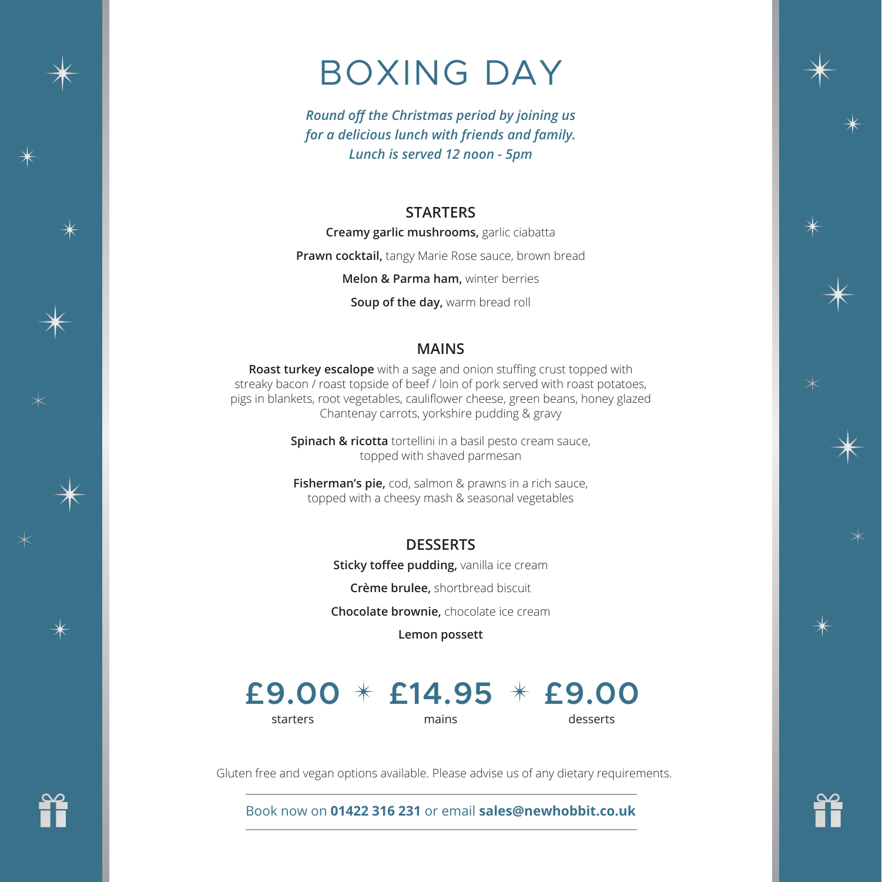# BOXING DAY

*Round off the Christmas period by joining us for a delicious lunch with friends and family.*
*Lunch is served 12 noon - 5pm*

## STARTERS

**Creamy garlic mushrooms,** garlic ciabatta

**Prawn cocktail,** tangy Marie Rose sauce, brown bread

**Melon & Parma ham,** winter berries

**Soup of the day,** warm bread roll

## MAINS

**Roast turkey escalope** with a sage and onion stuffing crust topped with streaky bacon / roast topside of beef / loin of pork served with roast potatoes, pigs in blankets, root vegetables, cauliflower cheese, green beans, honey glazed Chantenay carrots, yorkshire pudding & gravy

**Spinach & ricotta** tortellini in a basil pesto cream sauce, topped with shaved parmesan

**Fisherman's pie,** cod, salmon & prawns in a rich sauce, topped with a cheesy mash & seasonal vegetables

## DESSERTS

**Sticky toffee pudding,** vanilla ice cream

**Crème brulee,** shortbread biscuit

**Chocolate brownie,** chocolate ice cream

**Lemon possett**

**£9.00** starters ✳ **£14.95** mains ✳ **£9.00** desserts

Gluten free and vegan options available. Please advise us of any dietary requirements.

Book now on **01422 316 231** or email **sales@newhobbit.co.uk**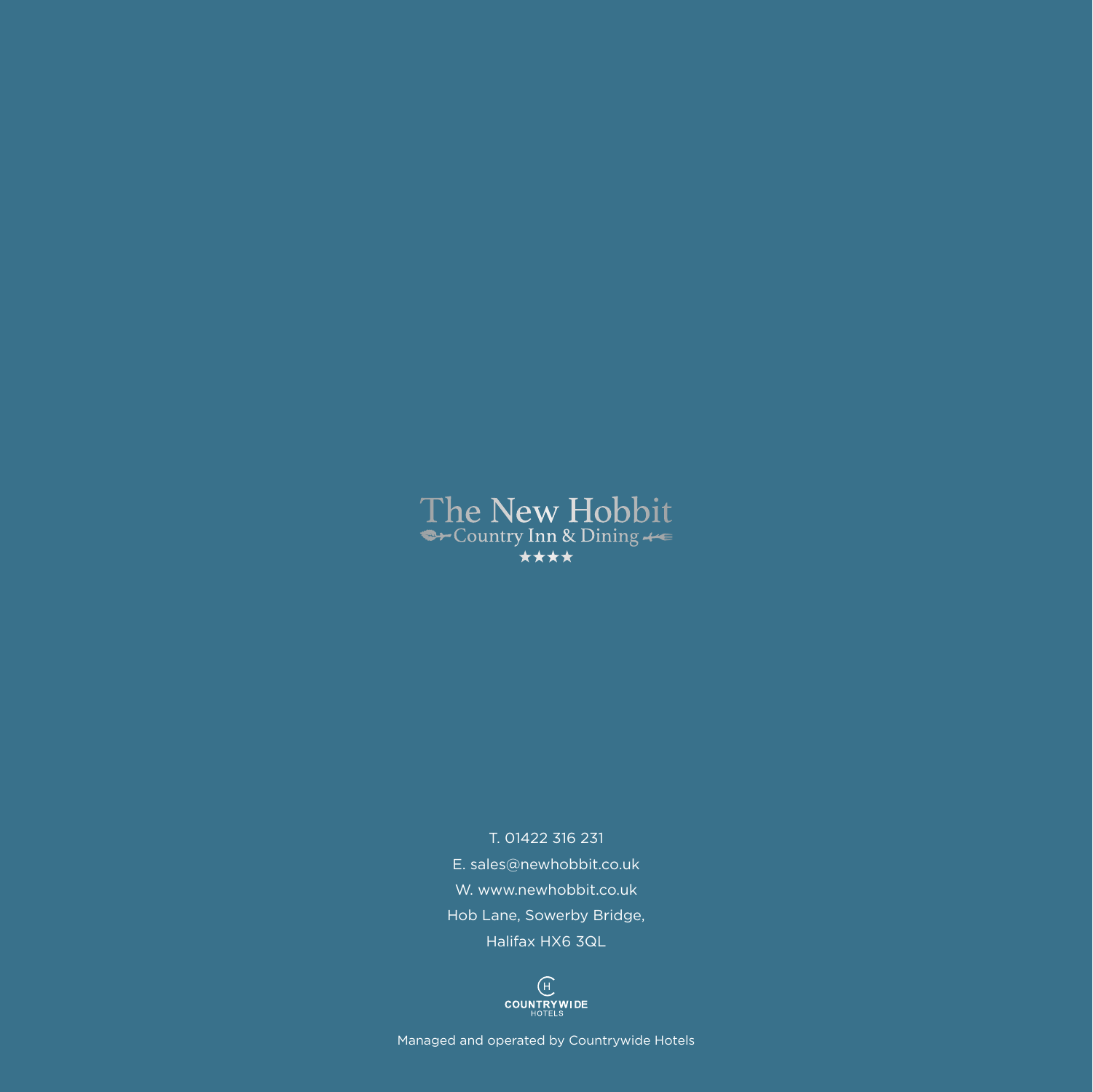The New Hobbit
Country Inn & Dining
★★★★

T. 01422 316 231

E. sales@newhobbit.co.uk

W. www.newhobbit.co.uk

Hob Lane, Sowerby Bridge,

Halifax HX6 3QL

COUNTRYWIDE
HOTELS

Managed and operated by Countrywide Hotels